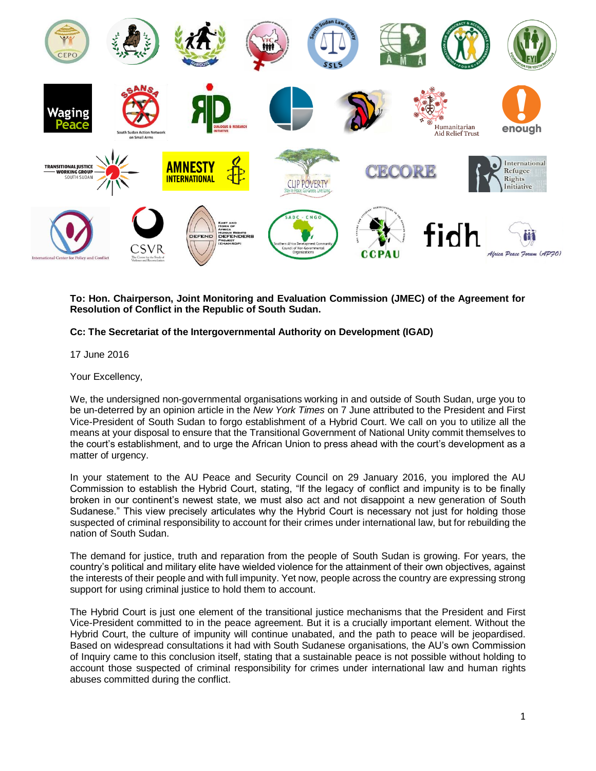**To: Hon. Chairperson, Joint Monitoring and Evaluation Commission (JMEC) of the Agreement for Resolution of Conflict in the Republic of South Sudan.**

**Cc: The Secretariat of the Intergovernmental Authority on Development (IGAD)**

17 June 2016

Your Excellency,

We, the undersigned non-governmental organisations working in and outside of South Sudan, urge you to be un-deterred by an opinion article in the *New York Times* on 7 June attributed to the President and First Vice-President of South Sudan to forgo establishment of a Hybrid Court. We call on you to utilize all the means at your disposal to ensure that the Transitional Government of National Unity commit themselves to the court's establishment, and to urge the African Union to press ahead with the court's development as a matter of urgency.

In your statement to the AU Peace and Security Council on 29 January 2016, you implored the AU Commission to establish the Hybrid Court, stating, "If the legacy of conflict and impunity is to be finally broken in our continent's newest state, we must also act and not disappoint a new generation of South Sudanese." This view precisely articulates why the Hybrid Court is necessary not just for holding those suspected of criminal responsibility to account for their crimes under international law, but for rebuilding the nation of South Sudan.

The demand for justice, truth and reparation from the people of South Sudan is growing. For years, the country's political and military elite have wielded violence for the attainment of their own objectives, against the interests of their people and with full impunity. Yet now, people across the country are expressing strong support for using criminal justice to hold them to account.

The Hybrid Court is just one element of the transitional justice mechanisms that the President and First Vice-President committed to in the peace agreement. But it is a crucially important element. Without the Hybrid Court, the culture of impunity will continue unabated, and the path to peace will be jeopardised. Based on widespread consultations it had with South Sudanese organisations, the AU's own Commission of Inquiry came to this conclusion itself, stating that a sustainable peace is not possible without holding to account those suspected of criminal responsibility for crimes under international law and human rights abuses committed during the conflict.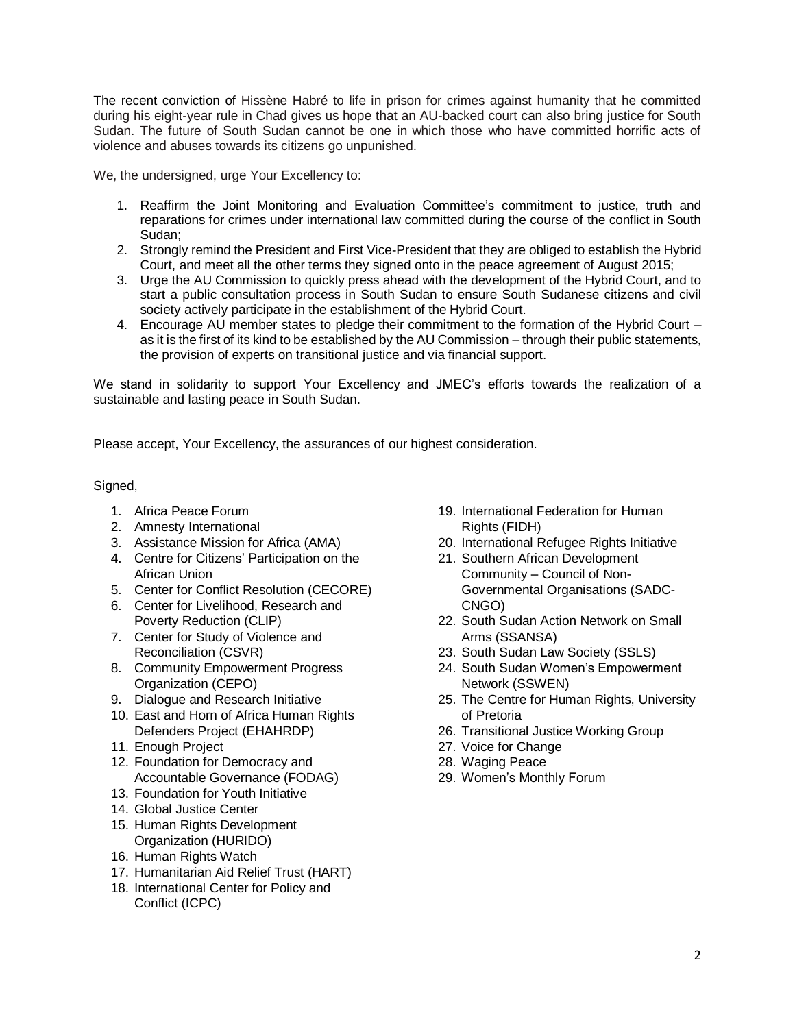The recent conviction of Hissène Habré to life in prison for crimes against humanity that he committed during his eight-year rule in Chad gives us hope that an AU-backed court can also bring justice for South Sudan. The future of South Sudan cannot be one in which those who have committed horrific acts of violence and abuses towards its citizens go unpunished.

We, the undersigned, urge Your Excellency to:

1. Reaffirm the Joint Monitoring and Evaluation Committee's commitment to justice, truth and reparations for crimes under international law committed during the course of the conflict in South Sudan;
2. Strongly remind the President and First Vice-President that they are obliged to establish the Hybrid Court, and meet all the other terms they signed onto in the peace agreement of August 2015;
3. Urge the AU Commission to quickly press ahead with the development of the Hybrid Court, and to start a public consultation process in South Sudan to ensure South Sudanese citizens and civil society actively participate in the establishment of the Hybrid Court.
4. Encourage AU member states to pledge their commitment to the formation of the Hybrid Court – as it is the first of its kind to be established by the AU Commission – through their public statements, the provision of experts on transitional justice and via financial support.

We stand in solidarity to support Your Excellency and JMEC's efforts towards the realization of a sustainable and lasting peace in South Sudan.

Please accept, Your Excellency, the assurances of our highest consideration.

Signed,

1. Africa Peace Forum
2. Amnesty International
3. Assistance Mission for Africa (AMA)
4. Centre for Citizens' Participation on the African Union
5. Center for Conflict Resolution (CECORE)
6. Center for Livelihood, Research and Poverty Reduction (CLIP)
7. Center for Study of Violence and Reconciliation (CSVR)
8. Community Empowerment Progress Organization (CEPO)
9. Dialogue and Research Initiative
10. East and Horn of Africa Human Rights Defenders Project (EHAHRDP)
11. Enough Project
12. Foundation for Democracy and Accountable Governance (FODAG)
13. Foundation for Youth Initiative
14. Global Justice Center
15. Human Rights Development Organization (HURIDO)
16. Human Rights Watch
17. Humanitarian Aid Relief Trust (HART)
18. International Center for Policy and Conflict (ICPC)
19. International Federation for Human Rights (FIDH)
20. International Refugee Rights Initiative
21. Southern African Development Community – Council of Non-Governmental Organisations (SADC-CNGO)
22. South Sudan Action Network on Small Arms (SSANSA)
23. South Sudan Law Society (SSLS)
24. South Sudan Women's Empowerment Network (SSWEN)
25. The Centre for Human Rights, University of Pretoria
26. Transitional Justice Working Group
27. Voice for Change
28. Waging Peace
29. Women's Monthly Forum